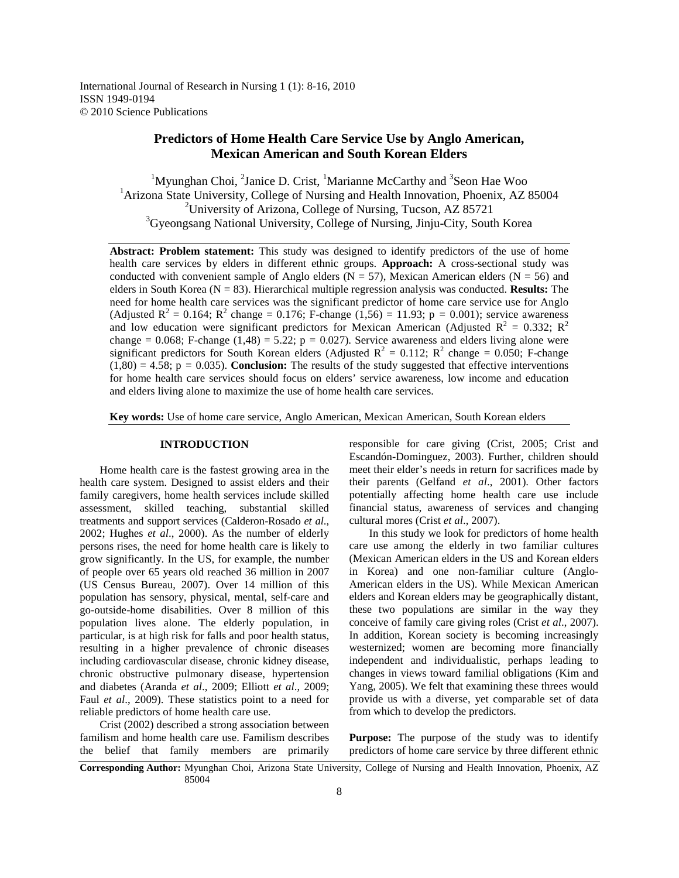International Journal of Research in Nursing 1 (1): 8-16, 2010
ISSN 1949-0194
© 2010 Science Publications

# Predictors of Home Health Care Service Use by Anglo American, Mexican American and South Korean Elders

[1]Myunghan Choi, [2]Janice D. Crist, [1]Marianne McCarthy and [3]Seon Hae Woo
[1]Arizona State University, College of Nursing and Health Innovation, Phoenix, AZ 85004
[2]University of Arizona, College of Nursing, Tucson, AZ 85721
[3]Gyeongsang National University, College of Nursing, Jinju-City, South Korea

**Abstract: Problem statement:** This study was designed to identify predictors of the use of home health care services by elders in different ethnic groups. **Approach:** A cross-sectional study was conducted with convenient sample of Anglo elders (N = 57), Mexican American elders (N = 56) and elders in South Korea (N = 83). Hierarchical multiple regression analysis was conducted. **Results:** The need for home health care services was the significant predictor of home care service use for Anglo (Adjusted $R^2 = 0.164$; $R^2$ change = 0.176; F-change $(1,56) = 11.93$; $p = 0.001$); service awareness and low education were significant predictors for Mexican American (Adjusted $R^2 = 0.332$; $R^2$ change = 0.068; F-change $(1,48) = 5.22$; $p = 0.027$). Service awareness and elders living alone were significant predictors for South Korean elders (Adjusted $R^2 = 0.112$; $R^2$ change = 0.050; F-change $(1,80) = 4.58$; $p = 0.035$). **Conclusion:** The results of the study suggested that effective interventions for home health care services should focus on elders' service awareness, low income and education and elders living alone to maximize the use of home health care services.

**Key words:** Use of home care service, Anglo American, Mexican American, South Korean elders

## INTRODUCTION

Home health care is the fastest growing area in the health care system. Designed to assist elders and their family caregivers, home health services include skilled assessment, skilled teaching, substantial skilled treatments and support services (Calderon-Rosado *et al*., 2002; Hughes *et al*., 2000). As the number of elderly persons rises, the need for home health care is likely to grow significantly. In the US, for example, the number of people over 65 years old reached 36 million in 2007 (US Census Bureau, 2007). Over 14 million of this population has sensory, physical, mental, self-care and go-outside-home disabilities. Over 8 million of this population lives alone. The elderly population, in particular, is at high risk for falls and poor health status, resulting in a higher prevalence of chronic diseases including cardiovascular disease, chronic kidney disease, chronic obstructive pulmonary disease, hypertension and diabetes (Aranda *et al*., 2009; Elliott *et al*., 2009; Faul *et al*., 2009). These statistics point to a need for reliable predictors of home health care use.

Crist (2002) described a strong association between familism and home health care use. Familism describes the belief that family members are primarily responsible for care giving (Crist, 2005; Crist and Escandón-Dominguez, 2003). Further, children should meet their elder's needs in return for sacrifices made by their parents (Gelfand *et al*., 2001). Other factors potentially affecting home health care use include financial status, awareness of services and changing cultural mores (Crist *et al*., 2007).

In this study we look for predictors of home health care use among the elderly in two familiar cultures (Mexican American elders in the US and Korean elders in Korea) and one non-familiar culture (Anglo-American elders in the US). While Mexican American elders and Korean elders may be geographically distant, these two populations are similar in the way they conceive of family care giving roles (Crist *et al*., 2007). In addition, Korean society is becoming increasingly westernized; women are becoming more financially independent and individualistic, perhaps leading to changes in views toward familial obligations (Kim and Yang, 2005). We felt that examining these threes would provide us with a diverse, yet comparable set of data from which to develop the predictors.

**Purpose:** The purpose of the study was to identify predictors of home care service by three different ethnic

**Corresponding Author:** Myunghan Choi, Arizona State University, College of Nursing and Health Innovation, Phoenix, AZ 85004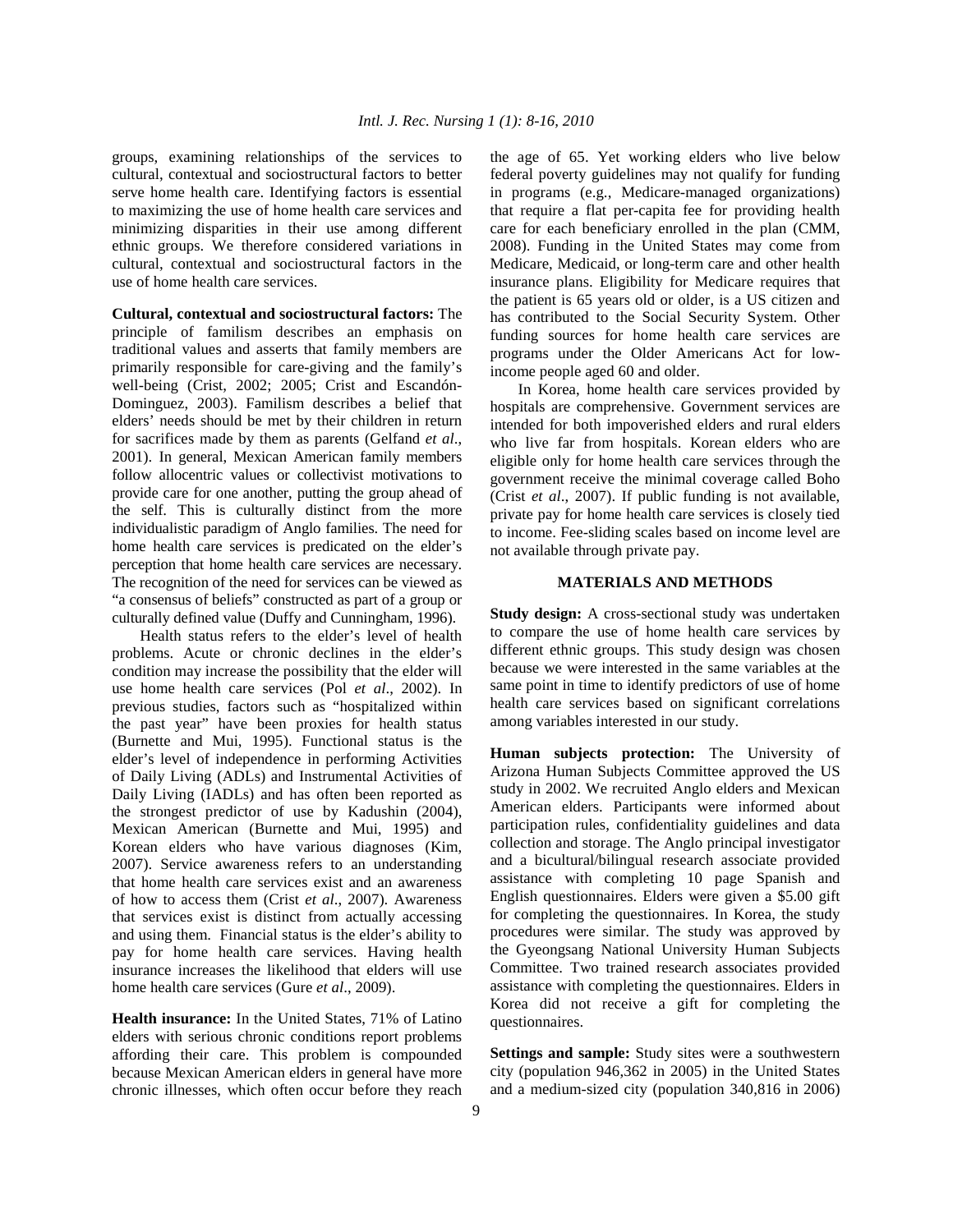groups, examining relationships of the services to cultural, contextual and sociostructural factors to better serve home health care. Identifying factors is essential to maximizing the use of home health care services and minimizing disparities in their use among different ethnic groups. We therefore considered variations in cultural, contextual and sociostructural factors in the use of home health care services.

**Cultural, contextual and sociostructural factors:** The principle of familism describes an emphasis on traditional values and asserts that family members are primarily responsible for care-giving and the family's well-being (Crist, 2002; 2005; Crist and Escandón-Dominguez, 2003). Familism describes a belief that elders' needs should be met by their children in return for sacrifices made by them as parents (Gelfand *et al*., 2001). In general, Mexican American family members follow allocentric values or collectivist motivations to provide care for one another, putting the group ahead of the self. This is culturally distinct from the more individualistic paradigm of Anglo families. The need for home health care services is predicated on the elder's perception that home health care services are necessary. The recognition of the need for services can be viewed as "a consensus of beliefs" constructed as part of a group or culturally defined value (Duffy and Cunningham, 1996).

Health status refers to the elder's level of health problems. Acute or chronic declines in the elder's condition may increase the possibility that the elder will use home health care services (Pol *et al*., 2002). In previous studies, factors such as "hospitalized within the past year" have been proxies for health status (Burnette and Mui, 1995). Functional status is the elder's level of independence in performing Activities of Daily Living (ADLs) and Instrumental Activities of Daily Living (IADLs) and has often been reported as the strongest predictor of use by Kadushin (2004), Mexican American (Burnette and Mui, 1995) and Korean elders who have various diagnoses (Kim, 2007). Service awareness refers to an understanding that home health care services exist and an awareness of how to access them (Crist *et al*., 2007). Awareness that services exist is distinct from actually accessing and using them. Financial status is the elder's ability to pay for home health care services. Having health insurance increases the likelihood that elders will use home health care services (Gure *et al*., 2009).

**Health insurance:** In the United States, 71% of Latino elders with serious chronic conditions report problems affording their care. This problem is compounded because Mexican American elders in general have more chronic illnesses, which often occur before they reach the age of 65. Yet working elders who live below federal poverty guidelines may not qualify for funding in programs (e.g., Medicare-managed organizations) that require a flat per-capita fee for providing health care for each beneficiary enrolled in the plan (CMM, 2008). Funding in the United States may come from Medicare, Medicaid, or long-term care and other health insurance plans. Eligibility for Medicare requires that the patient is 65 years old or older, is a US citizen and has contributed to the Social Security System. Other funding sources for home health care services are programs under the Older Americans Act for low-income people aged 60 and older.

In Korea, home health care services provided by hospitals are comprehensive. Government services are intended for both impoverished elders and rural elders who live far from hospitals. Korean elders who are eligible only for home health care services through the government receive the minimal coverage called Boho (Crist *et al*., 2007). If public funding is not available, private pay for home health care services is closely tied to income. Fee-sliding scales based on income level are not available through private pay.

## MATERIALS AND METHODS

**Study design:** A cross-sectional study was undertaken to compare the use of home health care services by different ethnic groups. This study design was chosen because we were interested in the same variables at the same point in time to identify predictors of use of home health care services based on significant correlations among variables interested in our study.

**Human subjects protection:** The University of Arizona Human Subjects Committee approved the US study in 2002. We recruited Anglo elders and Mexican American elders. Participants were informed about participation rules, confidentiality guidelines and data collection and storage. The Anglo principal investigator and a bicultural/bilingual research associate provided assistance with completing 10 page Spanish and English questionnaires. Elders were given a $5.00 gift for completing the questionnaires. In Korea, the study procedures were similar. The study was approved by the Gyeongsang National University Human Subjects Committee. Two trained research associates provided assistance with completing the questionnaires. Elders in Korea did not receive a gift for completing the questionnaires.

**Settings and sample:** Study sites were a southwestern city (population 946,362 in 2005) in the United States and a medium-sized city (population 340,816 in 2006)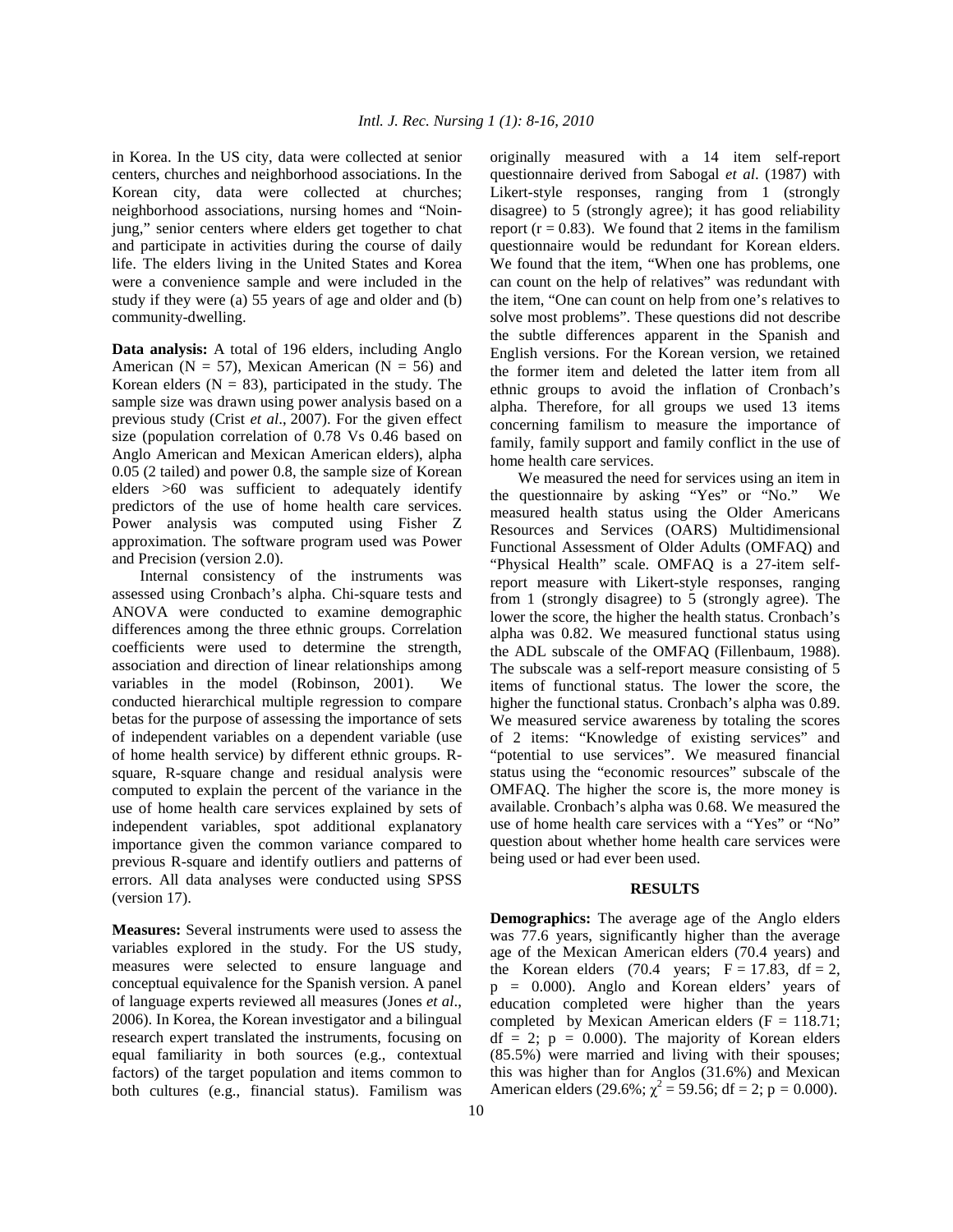in Korea. In the US city, data were collected at senior centers, churches and neighborhood associations. In the Korean city, data were collected at churches; neighborhood associations, nursing homes and "Noin-jung," senior centers where elders get together to chat and participate in activities during the course of daily life. The elders living in the United States and Korea were a convenience sample and were included in the study if they were (a) 55 years of age and older and (b) community-dwelling.

**Data analysis:** A total of 196 elders, including Anglo American (N = 57), Mexican American (N = 56) and Korean elders (N = 83), participated in the study. The sample size was drawn using power analysis based on a previous study (Crist *et al*., 2007). For the given effect size (population correlation of 0.78 Vs 0.46 based on Anglo American and Mexican American elders), alpha 0.05 (2 tailed) and power 0.8, the sample size of Korean elders >60 was sufficient to adequately identify predictors of the use of home health care services. Power analysis was computed using Fisher Z approximation. The software program used was Power and Precision (version 2.0).

Internal consistency of the instruments was assessed using Cronbach's alpha. Chi-square tests and ANOVA were conducted to examine demographic differences among the three ethnic groups. Correlation coefficients were used to determine the strength, association and direction of linear relationships among variables in the model (Robinson, 2001). We conducted hierarchical multiple regression to compare betas for the purpose of assessing the importance of sets of independent variables on a dependent variable (use of home health service) by different ethnic groups. R-square, R-square change and residual analysis were computed to explain the percent of the variance in the use of home health care services explained by sets of independent variables, spot additional explanatory importance given the common variance compared to previous R-square and identify outliers and patterns of errors. All data analyses were conducted using SPSS (version 17).

**Measures:** Several instruments were used to assess the variables explored in the study. For the US study, measures were selected to ensure language and conceptual equivalence for the Spanish version. A panel of language experts reviewed all measures (Jones *et al*., 2006). In Korea, the Korean investigator and a bilingual research expert translated the instruments, focusing on equal familiarity in both sources (e.g., contextual factors) of the target population and items common to both cultures (e.g., financial status). Familism was originally measured with a 14 item self-report questionnaire derived from Sabogal *et al*. (1987) with Likert-style responses, ranging from 1 (strongly disagree) to 5 (strongly agree); it has good reliability report (r = 0.83). We found that 2 items in the familism questionnaire would be redundant for Korean elders. We found that the item, "When one has problems, one can count on the help of relatives" was redundant with the item, "One can count on help from one's relatives to solve most problems". These questions did not describe the subtle differences apparent in the Spanish and English versions. For the Korean version, we retained the former item and deleted the latter item from all ethnic groups to avoid the inflation of Cronbach's alpha. Therefore, for all groups we used 13 items concerning familism to measure the importance of family, family support and family conflict in the use of home health care services.

We measured the need for services using an item in the questionnaire by asking "Yes" or "No." We measured health status using the Older Americans Resources and Services (OARS) Multidimensional Functional Assessment of Older Adults (OMFAQ) and "Physical Health" scale. OMFAQ is a 27-item self-report measure with Likert-style responses, ranging from 1 (strongly disagree) to 5 (strongly agree). The lower the score, the higher the health status. Cronbach's alpha was 0.82. We measured functional status using the ADL subscale of the OMFAQ (Fillenbaum, 1988). The subscale was a self-report measure consisting of 5 items of functional status. The lower the score, the higher the functional status. Cronbach's alpha was 0.89. We measured service awareness by totaling the scores of 2 items: "Knowledge of existing services" and "potential to use services". We measured financial status using the "economic resources" subscale of the OMFAQ. The higher the score is, the more money is available. Cronbach's alpha was 0.68. We measured the use of home health care services with a "Yes" or "No" question about whether home health care services were being used or had ever been used.

## RESULTS

**Demographics:** The average age of the Anglo elders was 77.6 years, significantly higher than the average age of the Mexican American elders (70.4 years) and the Korean elders (70.4 years; $F = 17.83$, $df = 2$, $p = 0.000$). Anglo and Korean elders' years of education completed were higher than the years completed by Mexican American elders ($F = 118.71$; $df = 2$; $p = 0.000$). The majority of Korean elders (85.5%) were married and living with their spouses; this was higher than for Anglos (31.6%) and Mexican American elders (29.6%; $\chi^2 = 59.56$; $df = 2$; $p = 0.000$).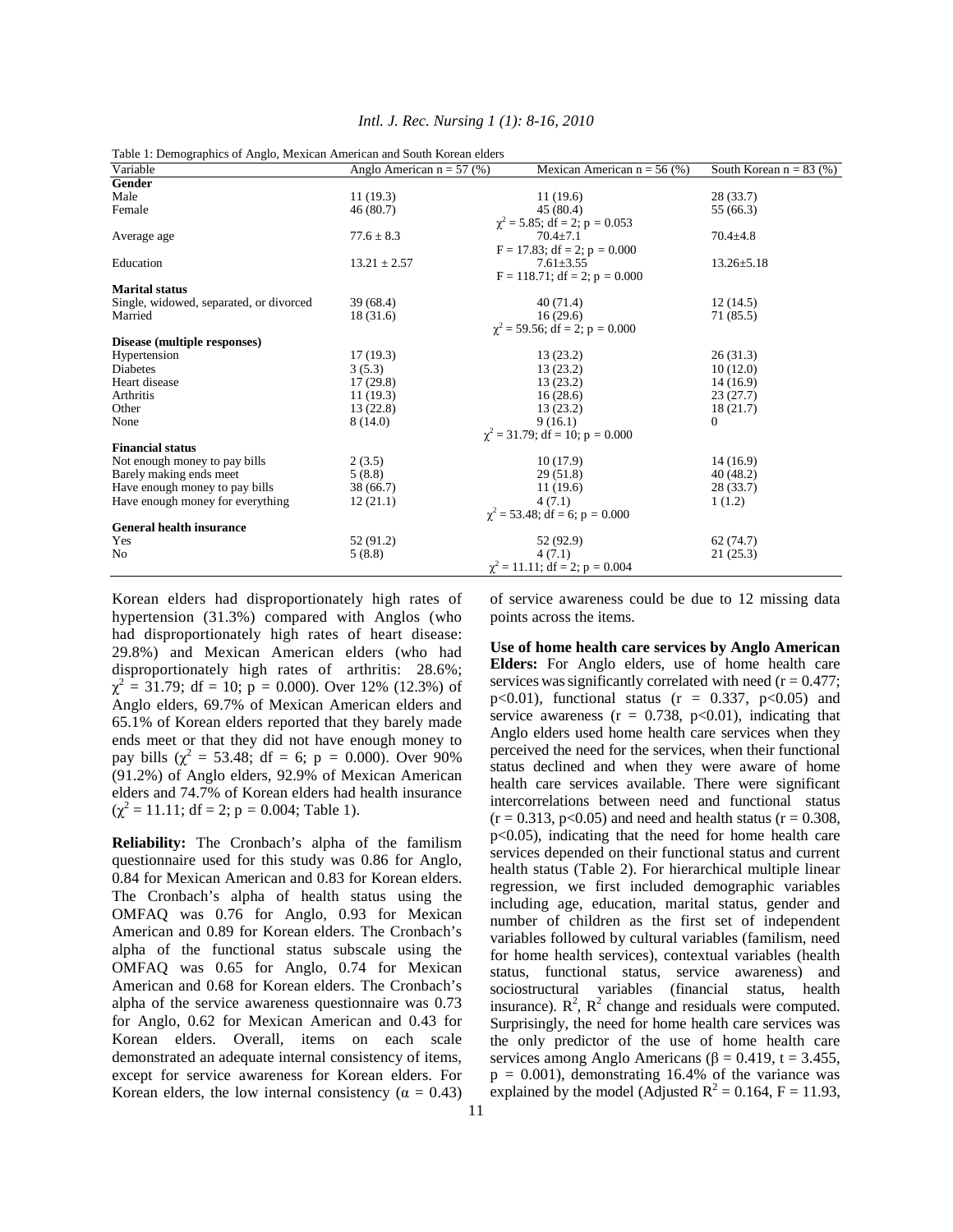Table 1: Demographics of Anglo, Mexican American and South Korean elders

| Variable | Anglo American n = 57 (%) | Mexican American n = 56 (%) | South Korean n = 83 (%) |
|---|---|---|---|
| **Gender** | | | |
| Male | 11 (19.3) | 11 (19.6) | 28 (33.7) |
| Female | 46 (80.7) | 45 (80.4) | 55 (66.3) |
| | | $\chi^2$ = 5.85; df = 2; p = 0.053 | |
| Average age | 77.6 ± 8.3 | 70.4±7.1 | 70.4±4.8 |
| | | F = 17.83; df = 2; p = 0.000 | |
| Education | 13.21 ± 2.57 | 7.61±3.55 | 13.26±5.18 |
| | | F = 118.71; df = 2; p = 0.000 | |
| **Marital status** | | | |
| Single, widowed, separated, or divorced | 39 (68.4) | 40 (71.4) | 12 (14.5) |
| Married | 18 (31.6) | 16 (29.6) | 71 (85.5) |
| | | $\chi^2$ = 59.56; df = 2; p = 0.000 | |
| **Disease (multiple responses)** | | | |
| Hypertension | 17 (19.3) | 13 (23.2) | 26 (31.3) |
| Diabetes | 3 (5.3) | 13 (23.2) | 10 (12.0) |
| Heart disease | 17 (29.8) | 13 (23.2) | 14 (16.9) |
| Arthritis | 11 (19.3) | 16 (28.6) | 23 (27.7) |
| Other | 13 (22.8) | 13 (23.2) | 18 (21.7) |
| None | 8 (14.0) | 9 (16.1) | 0 |
| | | $\chi^2$ = 31.79; df = 10; p = 0.000 | |
| **Financial status** | | | |
| Not enough money to pay bills | 2 (3.5) | 10 (17.9) | 14 (16.9) |
| Barely making ends meet | 5 (8.8) | 29 (51.8) | 40 (48.2) |
| Have enough money to pay bills | 38 (66.7) | 11 (19.6) | 28 (33.7) |
| Have enough money for everything | 12 (21.1) | 4 (7.1) | 1 (1.2) |
| | | $\chi^2$ = 53.48; df = 6; p = 0.000 | |
| **General health insurance** | | | |
| Yes | 52 (91.2) | 52 (92.9) | 62 (74.7) |
| No | 5 (8.8) | 4 (7.1) | 21 (25.3) |
| | | $\chi^2$ = 11.11; df = 2; p = 0.004 | |

Korean elders had disproportionately high rates of hypertension (31.3%) compared with Anglos (who had disproportionately high rates of heart disease: 29.8%) and Mexican American elders (who had disproportionately high rates of arthritis: 28.6%; $\chi^2$ = 31.79; df = 10; p = 0.000). Over 12% (12.3%) of Anglo elders, 69.7% of Mexican American elders and 65.1% of Korean elders reported that they barely made ends meet or that they did not have enough money to pay bills ($\chi^2$ = 53.48; df = 6; p = 0.000). Over 90% (91.2%) of Anglo elders, 92.9% of Mexican American elders and 74.7% of Korean elders had health insurance ($\chi^2$ = 11.11; df = 2; p = 0.004; Table 1).

**Reliability:** The Cronbach's alpha of the familism questionnaire used for this study was 0.86 for Anglo, 0.84 for Mexican American and 0.83 for Korean elders. The Cronbach's alpha of health status using the OMFAQ was 0.76 for Anglo, 0.93 for Mexican American and 0.89 for Korean elders. The Cronbach's alpha of the functional status subscale using the OMFAQ was 0.65 for Anglo, 0.74 for Mexican American and 0.68 for Korean elders. The Cronbach's alpha of the service awareness questionnaire was 0.73 for Anglo, 0.62 for Mexican American and 0.43 for Korean elders. Overall, items on each scale demonstrated an adequate internal consistency of items, except for service awareness for Korean elders. For Korean elders, the low internal consistency ($\alpha$ = 0.43) of service awareness could be due to 12 missing data points across the items.

**Use of home health care services by Anglo American Elders:** For Anglo elders, use of home health care services was significantly correlated with need (r = 0.477; p<0.01), functional status (r = 0.337, p<0.05) and service awareness (r = 0.738, p<0.01), indicating that Anglo elders used home health care services when they perceived the need for the services, when their functional status declined and when they were aware of home health care services available. There were significant intercorrelations between need and functional status (r = 0.313, p<0.05) and need and health status (r = 0.308, p<0.05), indicating that the need for home health care services depended on their functional status and current health status (Table 2). For hierarchical multiple linear regression, we first included demographic variables including age, education, marital status, gender and number of children as the first set of independent variables followed by cultural variables (familism, need for home health services), contextual variables (health status, functional status, service awareness) and sociostructural variables (financial status, health insurance). $R^2$, $R^2$ change and residuals were computed. Surprisingly, the need for home health care services was the only predictor of the use of home health care services among Anglo Americans ($\beta$ = 0.419, t = 3.455, p = 0.001), demonstrating 16.4% of the variance was explained by the model (Adjusted $R^2$ = 0.164, F = 11.93,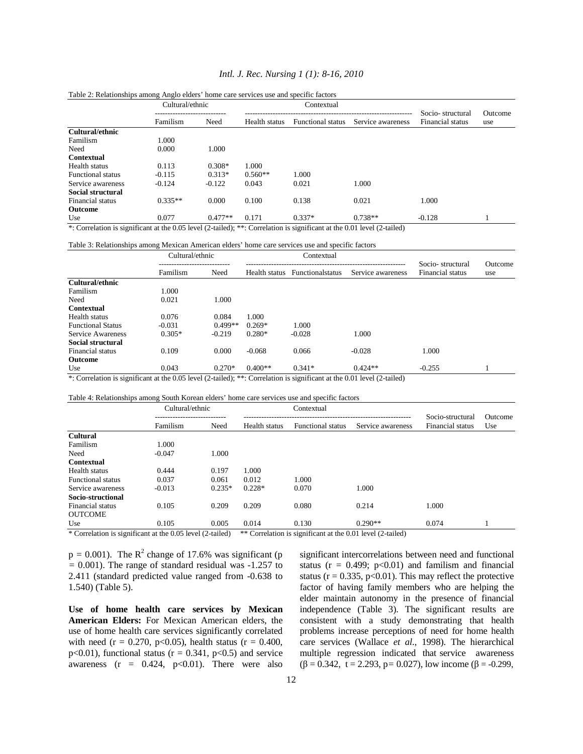Table 2: Relationships among Anglo elders' home care services use and specific factors

| | Cultural/ethnic | | Contextual | | | Socio- structural | Outcome |
|---|---|---|---|---|---|---|---|
| | Familism | Need | Health status | Functional status | Service awareness | Financial status | use |
| **Cultural/ethnic** | | | | | | | |
| Familism | 1.000 | | | | | | |
| Need | 0.000 | 1.000 | | | | | |
| **Contextual** | | | | | | | |
| Health status | 0.113 | 0.308* | 1.000 | | | | |
| Functional status | -0.115 | 0.313* | 0.560** | 1.000 | | | |
| Service awareness | -0.124 | -0.122 | 0.043 | 0.021 | 1.000 | | |
| **Social structural** | | | | | | | |
| Financial status | 0.335** | 0.000 | 0.100 | 0.138 | 0.021 | 1.000 | |
| **Outcome** | | | | | | | |
| Use | 0.077 | 0.477** | 0.171 | 0.337* | 0.738** | -0.128 | 1 |

*: Correlation is significant at the 0.05 level (2-tailed); **: Correlation is significant at the 0.01 level (2-tailed)

Table 3: Relationships among Mexican American elders' home care services use and specific factors

| | Cultural/ethnic | | Contextual | | | Socio- structural | Outcome |
|---|---|---|---|---|---|---|---|
| | Familism | Need | Health status | Functionalstatus | Service awareness | Financial status | use |
| **Cultural/ethnic** | | | | | | | |
| Familism | 1.000 | | | | | | |
| Need | 0.021 | 1.000 | | | | | |
| **Contextual** | | | | | | | |
| Health status | 0.076 | 0.084 | 1.000 | | | | |
| Functional Status | -0.031 | 0.499** | 0.269* | 1.000 | | | |
| Service Awareness | 0.305* | -0.219 | 0.280* | -0.028 | 1.000 | | |
| **Social structural** | | | | | | | |
| Financial status | 0.109 | 0.000 | -0.068 | 0.066 | -0.028 | 1.000 | |
| **Outcome** | | | | | | | |
| Use | 0.043 | 0.270* | 0.400** | 0.341* | 0.424** | -0.255 | 1 |

*: Correlation is significant at the 0.05 level (2-tailed); **: Correlation is significant at the 0.01 level (2-tailed)

Table 4: Relationships among South Korean elders' home care services use and specific factors

| | Cultural/ethnic | | Contextual | | | Socio-structural | Outcome |
|---|---|---|---|---|---|---|---|
| | Familism | Need | Health status | Functional status | Service awareness | Financial status | Use |
| **Cultural** | | | | | | | |
| Familism | 1.000 | | | | | | |
| Need | -0.047 | 1.000 | | | | | |
| **Contextual** | | | | | | | |
| Health status | 0.444 | 0.197 | 1.000 | | | | |
| Functional status | 0.037 | 0.061 | 0.012 | 1.000 | | | |
| Service awareness | -0.013 | 0.235* | 0.228* | 0.070 | 1.000 | | |
| **Socio-structional** | | | | | | | |
| Financial status | 0.105 | 0.209 | 0.209 | 0.080 | 0.214 | 1.000 | |
| OUTCOME | | | | | | | |
| Use | 0.105 | 0.005 | 0.014 | 0.130 | 0.290** | 0.074 | 1 |

* Correlation is significant at the 0.05 level (2-tailed) ** Correlation is significant at the 0.01 level (2-tailed)

$p = 0.001$). The $R^2$ change of 17.6% was significant ($p = 0.001$). The range of standard residual was -1.257 to 2.411 (standard predicted value ranged from -0.638 to 1.540) (Table 5).

**Use of home health care services by Mexican American Elders:** For Mexican American elders, the use of home health care services significantly correlated with need ($r = 0.270$, $p<0.05$), health status ($r = 0.400$, $p<0.01$), functional status ($r = 0.341$, $p<0.5$) and service awareness ($r = 0.424$, $p<0.01$). There were also significant intercorrelations between need and functional status ($r = 0.499$; $p<0.01$) and familism and financial status ($r = 0.335$, $p<0.01$). This may reflect the protective factor of having family members who are helping the elder maintain autonomy in the presence of financial independence (Table 3). The significant results are consistent with a study demonstrating that health problems increase perceptions of need for home health care services (Wallace *et al*., 1998). The hierarchical multiple regression indicated that service awareness ($\beta = 0.342$, $t = 2.293$, $p= 0.027$), low income ($\beta = -0.299$,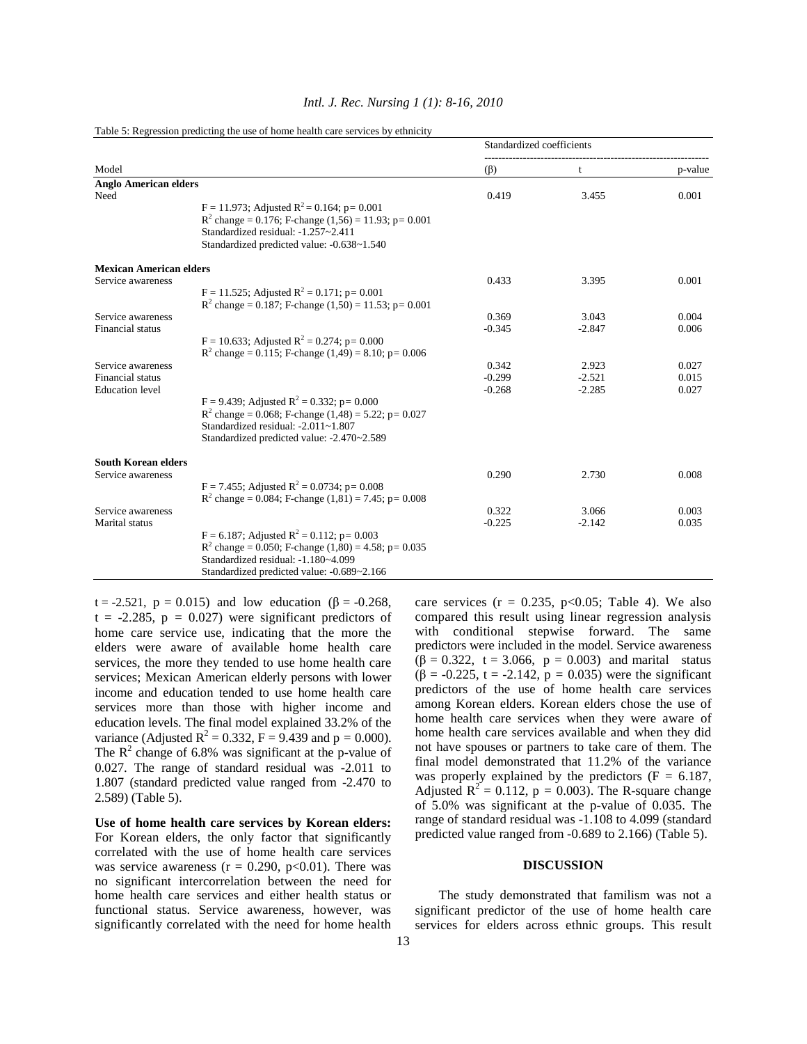Table 5: Regression predicting the use of home health care services by ethnicity

| Model | | Standardized coefficients ($\beta$) | t | p-value |
|---|---|---|---|---|
| **Anglo American elders** | | | | |
| Need | | 0.419 | 3.455 | 0.001 |
| | $F = 11.973$; Adjusted $R^2 = 0.164$; $p = 0.001$ | | | |
| | $R^2$ change = 0.176; F-change $(1,56) = 11.93$; $p = 0.001$ | | | |
| | Standardized residual: -1.257~2.411 | | | |
| | Standardized predicted value: -0.638~1.540 | | | |
| **Mexican American elders** | | | | |
| Service awareness | | 0.433 | 3.395 | 0.001 |
| | $F = 11.525$; Adjusted $R^2 = 0.171$; $p = 0.001$ | | | |
| | $R^2$ change = 0.187; F-change $(1,50) = 11.53$; $p = 0.001$ | | | |
| Service awareness | | 0.369 | 3.043 | 0.004 |
| Financial status | | -0.345 | -2.847 | 0.006 |
| | $F = 10.633$; Adjusted $R^2 = 0.274$; $p = 0.000$ | | | |
| | $R^2$ change = 0.115; F-change $(1,49) = 8.10$; $p = 0.006$ | | | |
| Service awareness | | 0.342 | 2.923 | 0.027 |
| Financial status | | -0.299 | -2.521 | 0.015 |
| Education level | | -0.268 | -2.285 | 0.027 |
| | $F = 9.439$; Adjusted $R^2 = 0.332$; $p = 0.000$ | | | |
| | $R^2$ change = 0.068; F-change $(1,48) = 5.22$; $p = 0.027$ | | | |
| | Standardized residual: -2.011~1.807 | | | |
| | Standardized predicted value: -2.470~2.589 | | | |
| **South Korean elders** | | | | |
| Service awareness | | 0.290 | 2.730 | 0.008 |
| | $F = 7.455$; Adjusted $R^2 = 0.0734$; $p = 0.008$ | | | |
| | $R^2$ change = 0.084; F-change $(1,81) = 7.45$; $p = 0.008$ | | | |
| Service awareness | | 0.322 | 3.066 | 0.003 |
| Marital status | | -0.225 | -2.142 | 0.035 |
| | $F = 6.187$; Adjusted $R^2 = 0.112$; $p = 0.003$ | | | |
| | $R^2$ change = 0.050; F-change $(1,80) = 4.58$; $p = 0.035$ | | | |
| | Standardized residual: -1.180~4.099 | | | |
| | Standardized predicted value: -0.689~2.166 | | | |

$t = -2.521$, $p = 0.015$) and low education ($\beta = -0.268$, $t = -2.285$, $p = 0.027$) were significant predictors of home care service use, indicating that the more the elders were aware of available home health care services, the more they tended to use home health care services; Mexican American elderly persons with lower income and education tended to use home health care services more than those with higher income and education levels. The final model explained 33.2% of the variance (Adjusted $R^2 = 0.332$, $F = 9.439$ and $p = 0.000$). The $R^2$ change of 6.8% was significant at the p-value of 0.027. The range of standard residual was -2.011 to 1.807 (standard predicted value ranged from -2.470 to 2.589) (Table 5).

**Use of home health care services by Korean elders:** For Korean elders, the only factor that significantly correlated with the use of home health care services was service awareness ($r = 0.290$, $p<0.01$). There was no significant intercorrelation between the need for home health care services and either health status or functional status. Service awareness, however, was significantly correlated with the need for home health care services ($r = 0.235$, $p<0.05$; Table 4). We also compared this result using linear regression analysis with conditional stepwise forward. The same predictors were included in the model. Service awareness ($\beta = 0.322$, $t = 3.066$, $p = 0.003$) and marital status ($\beta = -0.225$, $t = -2.142$, $p = 0.035$) were the significant predictors of the use of home health care services among Korean elders. Korean elders chose the use of home health care services when they were aware of home health care services available and when they did not have spouses or partners to take care of them. The final model demonstrated that 11.2% of the variance was properly explained by the predictors ($F = 6.187$, Adjusted $R^2 = 0.112$, $p = 0.003$). The R-square change of 5.0% was significant at the p-value of 0.035. The range of standard residual was -1.108 to 4.099 (standard predicted value ranged from -0.689 to 2.166) (Table 5).

## DISCUSSION

The study demonstrated that familism was not a significant predictor of the use of home health care services for elders across ethnic groups. This result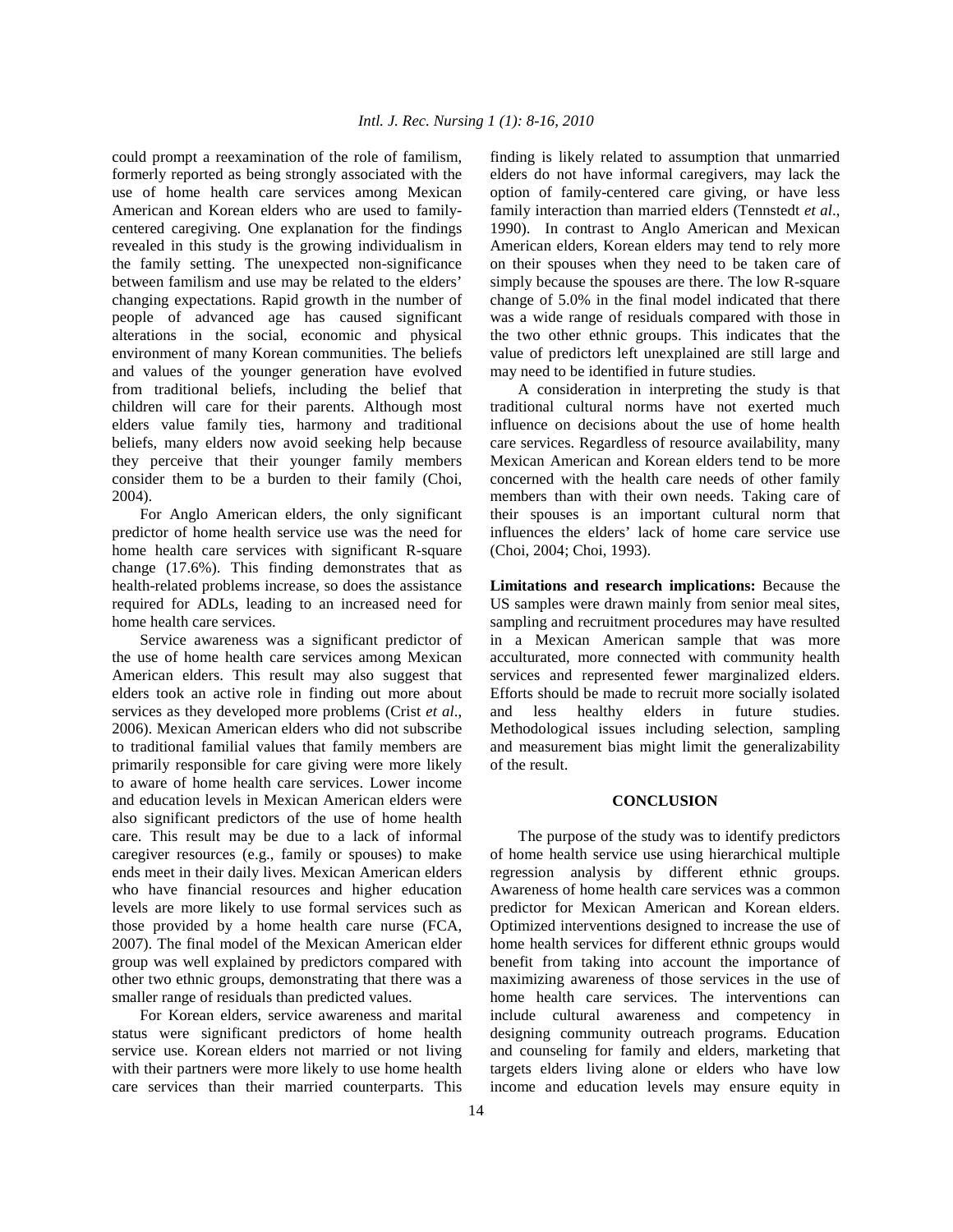could prompt a reexamination of the role of familism, formerly reported as being strongly associated with the use of home health care services among Mexican American and Korean elders who are used to family-centered caregiving. One explanation for the findings revealed in this study is the growing individualism in the family setting. The unexpected non-significance between familism and use may be related to the elders' changing expectations. Rapid growth in the number of people of advanced age has caused significant alterations in the social, economic and physical environment of many Korean communities. The beliefs and values of the younger generation have evolved from traditional beliefs, including the belief that children will care for their parents. Although most elders value family ties, harmony and traditional beliefs, many elders now avoid seeking help because they perceive that their younger family members consider them to be a burden to their family (Choi, 2004).

For Anglo American elders, the only significant predictor of home health service use was the need for home health care services with significant R-square change (17.6%). This finding demonstrates that as health-related problems increase, so does the assistance required for ADLs, leading to an increased need for home health care services.

Service awareness was a significant predictor of the use of home health care services among Mexican American elders. This result may also suggest that elders took an active role in finding out more about services as they developed more problems (Crist *et al*., 2006). Mexican American elders who did not subscribe to traditional familial values that family members are primarily responsible for care giving were more likely to aware of home health care services. Lower income and education levels in Mexican American elders were also significant predictors of the use of home health care. This result may be due to a lack of informal caregiver resources (e.g., family or spouses) to make ends meet in their daily lives. Mexican American elders who have financial resources and higher education levels are more likely to use formal services such as those provided by a home health care nurse (FCA, 2007). The final model of the Mexican American elder group was well explained by predictors compared with other two ethnic groups, demonstrating that there was a smaller range of residuals than predicted values.

For Korean elders, service awareness and marital status were significant predictors of home health service use. Korean elders not married or not living with their partners were more likely to use home health care services than their married counterparts. This finding is likely related to assumption that unmarried elders do not have informal caregivers, may lack the option of family-centered care giving, or have less family interaction than married elders (Tennstedt *et al*., 1990). In contrast to Anglo American and Mexican American elders, Korean elders may tend to rely more on their spouses when they need to be taken care of simply because the spouses are there. The low R-square change of 5.0% in the final model indicated that there was a wide range of residuals compared with those in the two other ethnic groups. This indicates that the value of predictors left unexplained are still large and may need to be identified in future studies.

A consideration in interpreting the study is that traditional cultural norms have not exerted much influence on decisions about the use of home health care services. Regardless of resource availability, many Mexican American and Korean elders tend to be more concerned with the health care needs of other family members than with their own needs. Taking care of their spouses is an important cultural norm that influences the elders' lack of home care service use (Choi, 2004; Choi, 1993).

**Limitations and research implications:** Because the US samples were drawn mainly from senior meal sites, sampling and recruitment procedures may have resulted in a Mexican American sample that was more acculturated, more connected with community health services and represented fewer marginalized elders. Efforts should be made to recruit more socially isolated and less healthy elders in future studies. Methodological issues including selection, sampling and measurement bias might limit the generalizability of the result.

## CONCLUSION

The purpose of the study was to identify predictors of home health service use using hierarchical multiple regression analysis by different ethnic groups. Awareness of home health care services was a common predictor for Mexican American and Korean elders. Optimized interventions designed to increase the use of home health services for different ethnic groups would benefit from taking into account the importance of maximizing awareness of those services in the use of home health care services. The interventions can include cultural awareness and competency in designing community outreach programs. Education and counseling for family and elders, marketing that targets elders living alone or elders who have low income and education levels may ensure equity in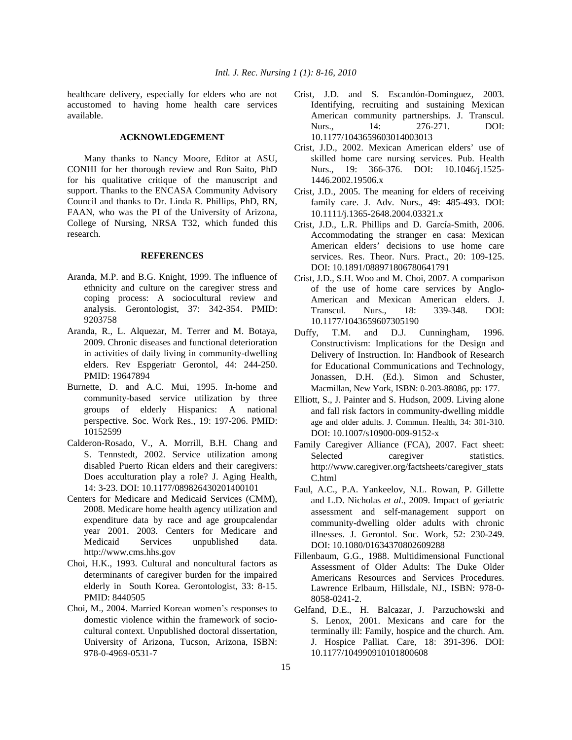healthcare delivery, especially for elders who are not accustomed to having home health care services available.

## ACKNOWLEDGEMENT

Many thanks to Nancy Moore, Editor at ASU, CONHI for her thorough review and Ron Saito, PhD for his qualitative critique of the manuscript and support. Thanks to the ENCASA Community Advisory Council and thanks to Dr. Linda R. Phillips, PhD, RN, FAAN, who was the PI of the University of Arizona, College of Nursing, NRSA T32, which funded this research.

## REFERENCES

Aranda, M.P. and B.G. Knight, 1999. The influence of ethnicity and culture on the caregiver stress and coping process: A sociocultural review and analysis. Gerontologist, 37: 342-354. PMID: 9203758

Aranda, R., L. Alquezar, M. Terrer and M. Botaya, 2009. Chronic diseases and functional deterioration in activities of daily living in community-dwelling elders. Rev Espgeriatr Gerontol, 44: 244-250. PMID: 19647894

Burnette, D. and A.C. Mui, 1995. In-home and community-based service utilization by three groups of elderly Hispanics: A national perspective. Soc. Work Res., 19: 197-206. PMID: 10152599

Calderon-Rosado, V., A. Morrill, B.H. Chang and S. Tennstedt, 2002. Service utilization among disabled Puerto Rican elders and their caregivers: Does acculturation play a role? J. Aging Health, 14: 3-23. DOI: 10.1177/089826430201400101

Centers for Medicare and Medicaid Services (CMM), 2008. Medicare home health agency utilization and expenditure data by race and age groupcalendar year 2001. 2003. Centers for Medicare and Medicaid Services unpublished data. http://www.cms.hhs.gov

Choi, H.K., 1993. Cultural and noncultural factors as determinants of caregiver burden for the impaired elderly in South Korea. Gerontologist, 33: 8-15. PMID: 8440505

Choi, M., 2004. Married Korean women's responses to domestic violence within the framework of socio-cultural context. Unpublished doctoral dissertation, University of Arizona, Tucson, Arizona, ISBN: 978-0-4969-0531-7

Crist, J.D. and S. Escandón-Dominguez, 2003. Identifying, recruiting and sustaining Mexican American community partnerships. J. Transcul. Nurs., 14: 276-271. DOI: 10.1177/1043659603014003013

Crist, J.D., 2002. Mexican American elders' use of skilled home care nursing services. Pub. Health Nurs., 19: 366-376. DOI: 10.1046/j.1525-1446.2002.19506.x

Crist, J.D., 2005. The meaning for elders of receiving family care. J. Adv. Nurs., 49: 485-493. DOI: 10.1111/j.1365-2648.2004.03321.x

Crist, J.D., L.R. Phillips and D. García-Smith, 2006. Accommodating the stranger en casa: Mexican American elders' decisions to use home care services. Res. Theor. Nurs. Pract., 20: 109-125. DOI: 10.1891/088971806780641791

Crist, J.D., S.H. Woo and M. Choi, 2007. A comparison of the use of home care services by Anglo-American and Mexican American elders. J. Transcul. Nurs., 18: 339-348. DOI: 10.1177/1043659607305190

Duffy, T.M. and D.J. Cunningham, 1996. Constructivism: Implications for the Design and Delivery of Instruction. In: Handbook of Research for Educational Communications and Technology, Jonassen, D.H. (Ed.). Simon and Schuster, Macmillan, New York, ISBN: 0-203-88086, pp: 177.

Elliott, S., J. Painter and S. Hudson, 2009. Living alone and fall risk factors in community-dwelling middle age and older adults. J. Commun. Health, 34: 301-310. DOI: 10.1007/s10900-009-9152-x

Family Caregiver Alliance (FCA), 2007. Fact sheet: Selected caregiver statistics. http://www.caregiver.org/factsheets/caregiver_statsC.html

Faul, A.C., P.A. Yankeelov, N.L. Rowan, P. Gillette and L.D. Nicholas *et al*., 2009. Impact of geriatric assessment and self-management support on community-dwelling older adults with chronic illnesses. J. Gerontol. Soc. Work, 52: 230-249. DOI: 10.1080/01634370802609288

Fillenbaum, G.G., 1988. Multidimensional Functional Assessment of Older Adults: The Duke Older Americans Resources and Services Procedures. Lawrence Erlbaum, Hillsdale, NJ., ISBN: 978-0-8058-0241-2.

Gelfand, D.E., H. Balcazar, J. Parzuchowski and S. Lenox, 2001. Mexicans and care for the terminally ill: Family, hospice and the church. Am. J. Hospice Palliat. Care, 18: 391-396. DOI: 10.1177/104990910101800608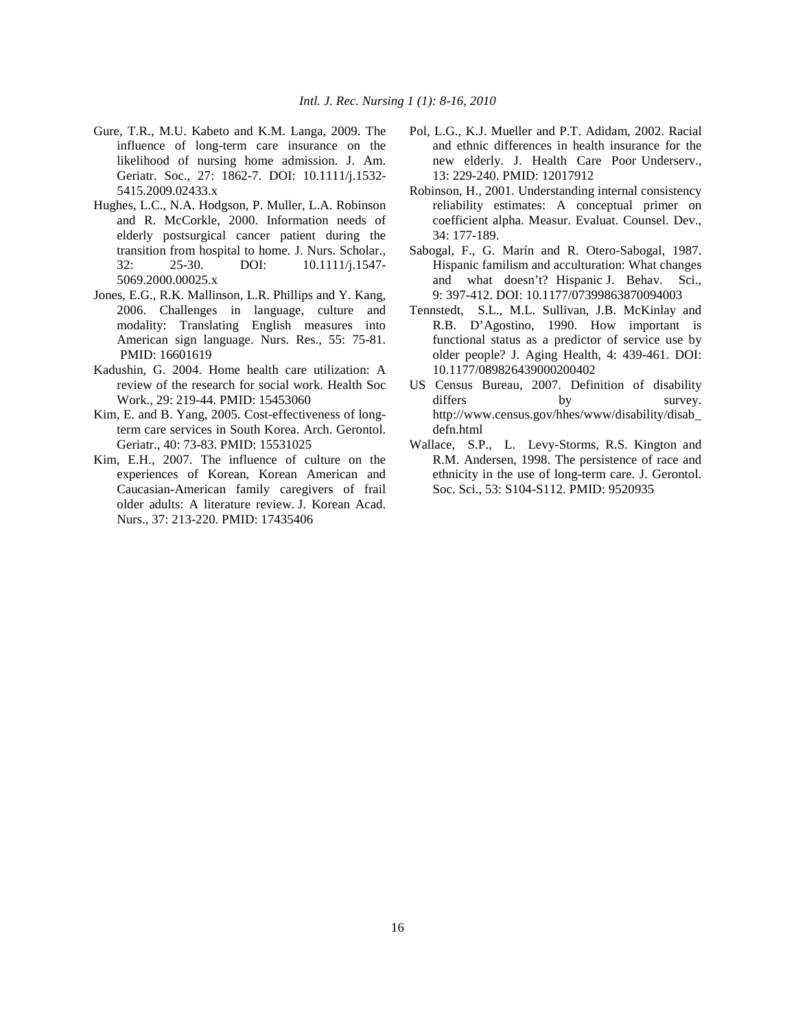Gure, T.R., M.U. Kabeto and K.M. Langa, 2009. The influence of long-term care insurance on the likelihood of nursing home admission. J. Am. Geriatr. Soc., 27: 1862-7. DOI: 10.1111/j.1532-5415.2009.02433.x

Hughes, L.C., N.A. Hodgson, P. Muller, L.A. Robinson and R. McCorkle, 2000. Information needs of elderly postsurgical cancer patient during the transition from hospital to home. J. Nurs. Scholar., 32: 25-30. DOI: 10.1111/j.1547-5069.2000.00025.x

Jones, E.G., R.K. Mallinson, L.R. Phillips and Y. Kang, 2006. Challenges in language, culture and modality: Translating English measures into American sign language. Nurs. Res., 55: 75-81. PMID: 16601619

Kadushin, G. 2004. Home health care utilization: A review of the research for social work. Health Soc Work., 29: 219-44. PMID: 15453060

Kim, E. and B. Yang, 2005. Cost-effectiveness of long-term care services in South Korea. Arch. Gerontol. Geriatr., 40: 73-83. PMID: 15531025

Kim, E.H., 2007. The influence of culture on the experiences of Korean, Korean American and Caucasian-American family caregivers of frail older adults: A literature review. J. Korean Acad. Nurs., 37: 213-220. PMID: 17435406

Pol, L.G., K.J. Mueller and P.T. Adidam, 2002. Racial and ethnic differences in health insurance for the new elderly. J. Health Care Poor Underserv., 13: 229-240. PMID: 12017912

Robinson, H., 2001. Understanding internal consistency reliability estimates: A conceptual primer on coefficient alpha. Measur. Evaluat. Counsel. Dev., 34: 177-189.

Sabogal, F., G. Marín and R. Otero-Sabogal, 1987. Hispanic familism and acculturation: What changes and what doesn't? Hispanic J. Behav. Sci., 9: 397-412. DOI: 10.1177/07399863870094003

Tennstedt, S.L., M.L. Sullivan, J.B. McKinlay and R.B. D'Agostino, 1990. How important is functional status as a predictor of service use by older people? J. Aging Health, 4: 439-461. DOI: 10.1177/089826439000200402

US Census Bureau, 2007. Definition of disability differs by survey. http://www.census.gov/hhes/www/disability/disab_defn.html

Wallace, S.P., L. Levy-Storms, R.S. Kington and R.M. Andersen, 1998. The persistence of race and ethnicity in the use of long-term care. J. Gerontol. Soc. Sci., 53: S104-S112. PMID: 9520935